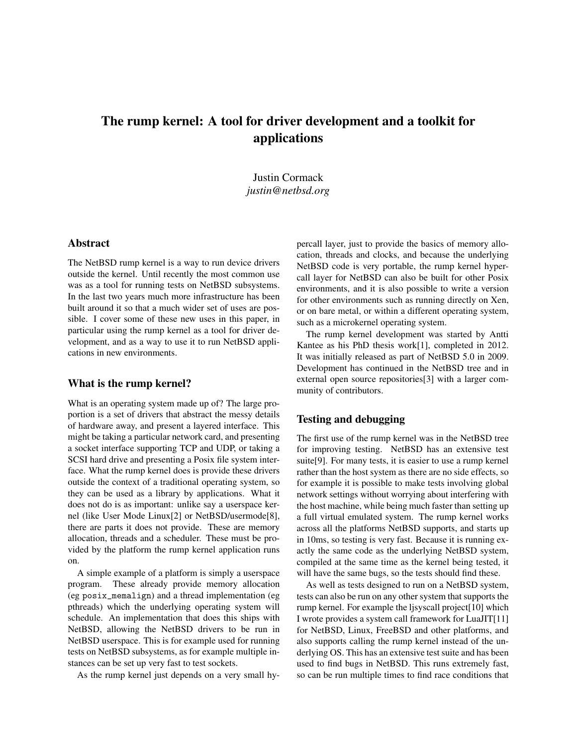# The rump kernel: A tool for driver development and a toolkit for applications

Justin Cormack
*justin@netbsd.org*

## Abstract

The NetBSD rump kernel is a way to run device drivers outside the kernel. Until recently the most common use was as a tool for running tests on NetBSD subsystems. In the last two years much more infrastructure has been built around it so that a much wider set of uses are possible. I cover some of these new uses in this paper, in particular using the rump kernel as a tool for driver development, and as a way to use it to run NetBSD applications in new environments.

## What is the rump kernel?

What is an operating system made up of? The large proportion is a set of drivers that abstract the messy details of hardware away, and present a layered interface. This might be taking a particular network card, and presenting a socket interface supporting TCP and UDP, or taking a SCSI hard drive and presenting a Posix file system interface. What the rump kernel does is provide these drivers outside the context of a traditional operating system, so they can be used as a library by applications. What it does not do is as important: unlike say a userspace kernel (like User Mode Linux[2] or NetBSD/usermode[8], there are parts it does not provide. These are memory allocation, threads and a scheduler. These must be provided by the platform the rump kernel application runs on.

A simple example of a platform is simply a userspace program. These already provide memory allocation (eg `posix_memalign`) and a thread implementation (eg pthreads) which the underlying operating system will schedule. An implementation that does this ships with NetBSD, allowing the NetBSD drivers to be run in NetBSD userspace. This is for example used for running tests on NetBSD subsystems, as for example multiple instances can be set up very fast to test sockets.

As the rump kernel just depends on a very small hypercall layer, just to provide the basics of memory allocation, threads and clocks, and because the underlying NetBSD code is very portable, the rump kernel hypercall layer for NetBSD can also be built for other Posix environments, and it is also possible to write a version for other environments such as running directly on Xen, or on bare metal, or within a different operating system, such as a microkernel operating system.

The rump kernel development was started by Antti Kantee as his PhD thesis work[1], completed in 2012. It was initially released as part of NetBSD 5.0 in 2009. Development has continued in the NetBSD tree and in external open source repositories[3] with a larger community of contributors.

## Testing and debugging

The first use of the rump kernel was in the NetBSD tree for improving testing. NetBSD has an extensive test suite[9]. For many tests, it is easier to use a rump kernel rather than the host system as there are no side effects, so for example it is possible to make tests involving global network settings without worrying about interfering with the host machine, while being much faster than setting up a full virtual emulated system. The rump kernel works across all the platforms NetBSD supports, and starts up in 10ms, so testing is very fast. Because it is running exactly the same code as the underlying NetBSD system, compiled at the same time as the kernel being tested, it will have the same bugs, so the tests should find these.

As well as tests designed to run on a NetBSD system, tests can also be run on any other system that supports the rump kernel. For example the ljsyscall project[10] which I wrote provides a system call framework for LuaJIT[11] for NetBSD, Linux, FreeBSD and other platforms, and also supports calling the rump kernel instead of the underlying OS. This has an extensive test suite and has been used to find bugs in NetBSD. This runs extremely fast, so can be run multiple times to find race conditions that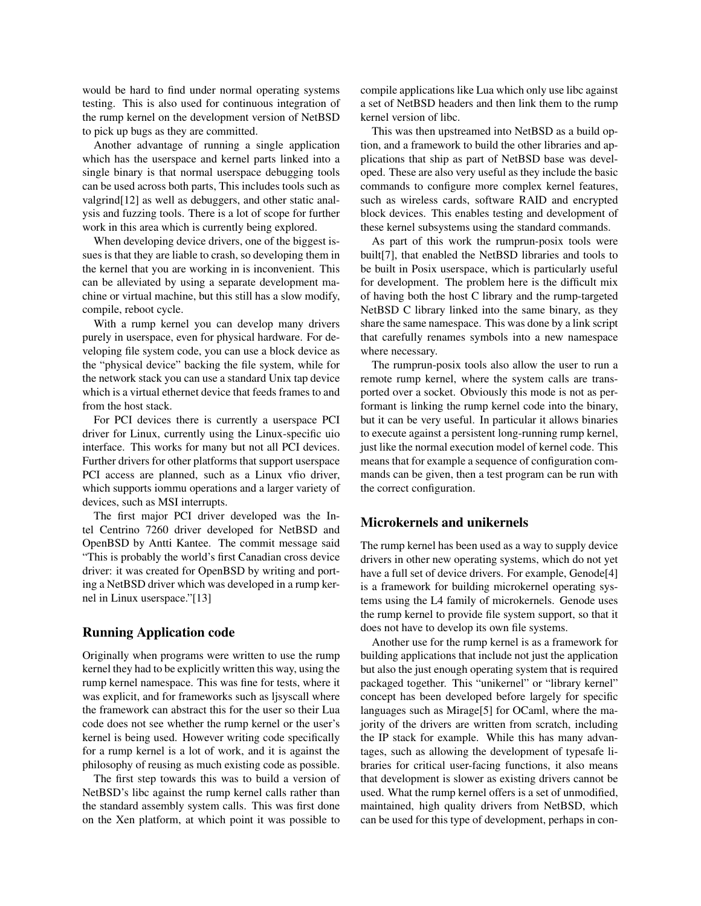would be hard to find under normal operating systems testing. This is also used for continuous integration of the rump kernel on the development version of NetBSD to pick up bugs as they are committed.

Another advantage of running a single application which has the userspace and kernel parts linked into a single binary is that normal userspace debugging tools can be used across both parts, This includes tools such as valgrind[12] as well as debuggers, and other static analysis and fuzzing tools. There is a lot of scope for further work in this area which is currently being explored.

When developing device drivers, one of the biggest issues is that they are liable to crash, so developing them in the kernel that you are working in is inconvenient. This can be alleviated by using a separate development machine or virtual machine, but this still has a slow modify, compile, reboot cycle.

With a rump kernel you can develop many drivers purely in userspace, even for physical hardware. For developing file system code, you can use a block device as the "physical device" backing the file system, while for the network stack you can use a standard Unix tap device which is a virtual ethernet device that feeds frames to and from the host stack.

For PCI devices there is currently a userspace PCI driver for Linux, currently using the Linux-specific uio interface. This works for many but not all PCI devices. Further drivers for other platforms that support userspace PCI access are planned, such as a Linux vfio driver, which supports iommu operations and a larger variety of devices, such as MSI interrupts.

The first major PCI driver developed was the Intel Centrino 7260 driver developed for NetBSD and OpenBSD by Antti Kantee. The commit message said "This is probably the world's first Canadian cross device driver: it was created for OpenBSD by writing and porting a NetBSD driver which was developed in a rump kernel in Linux userspace."[13]

## Running Application code

Originally when programs were written to use the rump kernel they had to be explicitly written this way, using the rump kernel namespace. This was fine for tests, where it was explicit, and for frameworks such as ljsyscall where the framework can abstract this for the user so their Lua code does not see whether the rump kernel or the user's kernel is being used. However writing code specifically for a rump kernel is a lot of work, and it is against the philosophy of reusing as much existing code as possible.

The first step towards this was to build a version of NetBSD's libc against the rump kernel calls rather than the standard assembly system calls. This was first done on the Xen platform, at which point it was possible to compile applications like Lua which only use libc against a set of NetBSD headers and then link them to the rump kernel version of libc.

This was then upstreamed into NetBSD as a build option, and a framework to build the other libraries and applications that ship as part of NetBSD base was developed. These are also very useful as they include the basic commands to configure more complex kernel features, such as wireless cards, software RAID and encrypted block devices. This enables testing and development of these kernel subsystems using the standard commands.

As part of this work the rumprun-posix tools were built[7], that enabled the NetBSD libraries and tools to be built in Posix userspace, which is particularly useful for development. The problem here is the difficult mix of having both the host C library and the rump-targeted NetBSD C library linked into the same binary, as they share the same namespace. This was done by a link script that carefully renames symbols into a new namespace where necessary.

The rumprun-posix tools also allow the user to run a remote rump kernel, where the system calls are transported over a socket. Obviously this mode is not as performant is linking the rump kernel code into the binary, but it can be very useful. In particular it allows binaries to execute against a persistent long-running rump kernel, just like the normal execution model of kernel code. This means that for example a sequence of configuration commands can be given, then a test program can be run with the correct configuration.

## Microkernels and unikernels

The rump kernel has been used as a way to supply device drivers in other new operating systems, which do not yet have a full set of device drivers. For example, Genode[4] is a framework for building microkernel operating systems using the L4 family of microkernels. Genode uses the rump kernel to provide file system support, so that it does not have to develop its own file systems.

Another use for the rump kernel is as a framework for building applications that include not just the application but also the just enough operating system that is required packaged together. This "unikernel" or "library kernel" concept has been developed before largely for specific languages such as Mirage[5] for OCaml, where the majority of the drivers are written from scratch, including the IP stack for example. While this has many advantages, such as allowing the development of typesafe libraries for critical user-facing functions, it also means that development is slower as existing drivers cannot be used. What the rump kernel offers is a set of unmodified, maintained, high quality drivers from NetBSD, which can be used for this type of development, perhaps in con-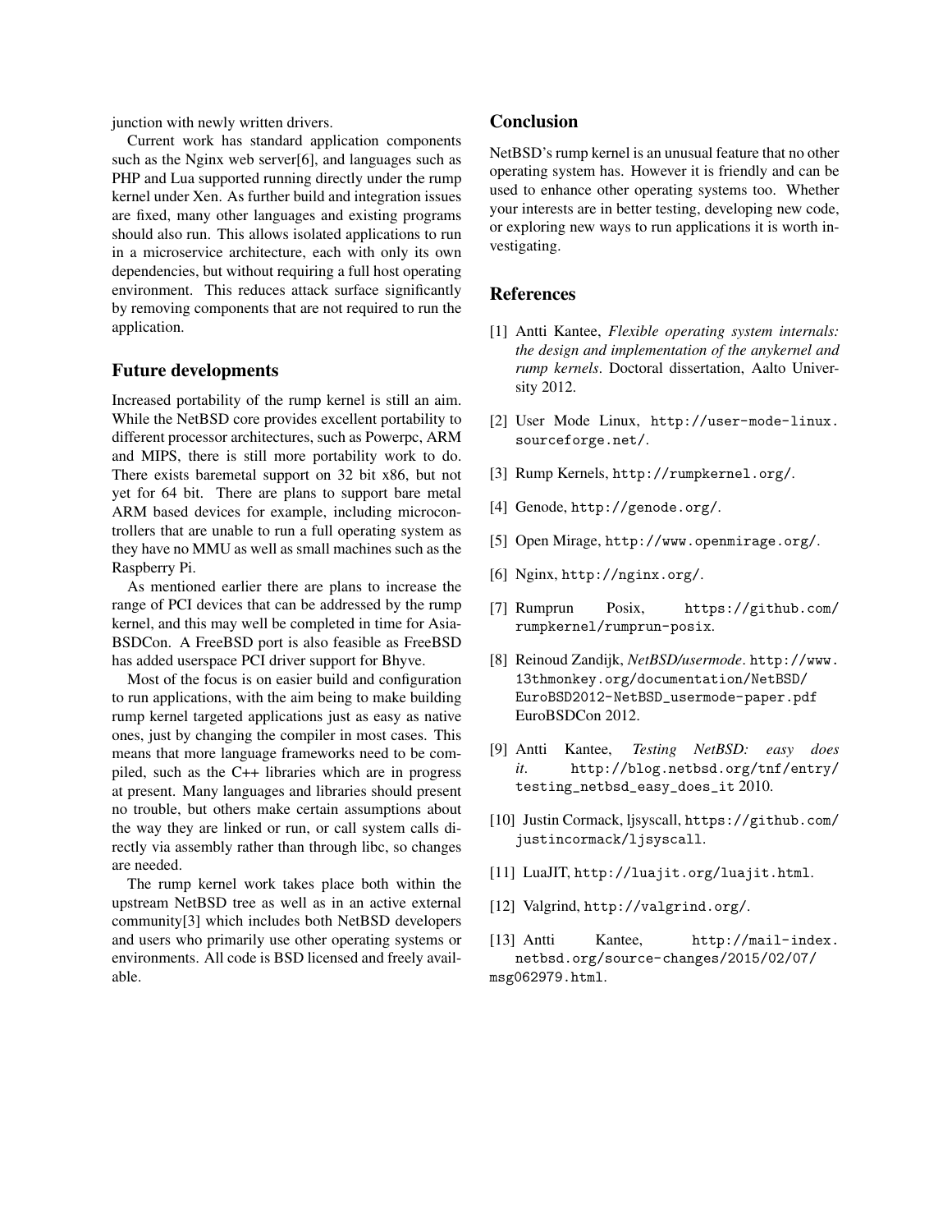junction with newly written drivers.

Current work has standard application components such as the Nginx web server[6], and languages such as PHP and Lua supported running directly under the rump kernel under Xen. As further build and integration issues are fixed, many other languages and existing programs should also run. This allows isolated applications to run in a microservice architecture, each with only its own dependencies, but without requiring a full host operating environment. This reduces attack surface significantly by removing components that are not required to run the application.

## Future developments

Increased portability of the rump kernel is still an aim. While the NetBSD core provides excellent portability to different processor architectures, such as Powerpc, ARM and MIPS, there is still more portability work to do. There exists baremetal support on 32 bit x86, but not yet for 64 bit. There are plans to support bare metal ARM based devices for example, including microcontrollers that are unable to run a full operating system as they have no MMU as well as small machines such as the Raspberry Pi.

As mentioned earlier there are plans to increase the range of PCI devices that can be addressed by the rump kernel, and this may well be completed in time for AsiaBSDCon. A FreeBSD port is also feasible as FreeBSD has added userspace PCI driver support for Bhyve.

Most of the focus is on easier build and configuration to run applications, with the aim being to make building rump kernel targeted applications just as easy as native ones, just by changing the compiler in most cases. This means that more language frameworks need to be compiled, such as the C++ libraries which are in progress at present. Many languages and libraries should present no trouble, but others make certain assumptions about the way they are linked or run, or call system calls directly via assembly rather than through libc, so changes are needed.

The rump kernel work takes place both within the upstream NetBSD tree as well as in an active external community[3] which includes both NetBSD developers and users who primarily use other operating systems or environments. All code is BSD licensed and freely available.

## Conclusion

NetBSD's rump kernel is an unusual feature that no other operating system has. However it is friendly and can be used to enhance other operating systems too. Whether your interests are in better testing, developing new code, or exploring new ways to run applications it is worth investigating.

## References

[1] Antti Kantee, *Flexible operating system internals: the design and implementation of the anykernel and rump kernels*. Doctoral dissertation, Aalto University 2012.

[2] User Mode Linux, `http://user-mode-linux.sourceforge.net/`.

[3] Rump Kernels, `http://rumpkernel.org/`.

[4] Genode, `http://genode.org/`.

[5] Open Mirage, `http://www.openmirage.org/`.

[6] Nginx, `http://nginx.org/`.

[7] Rumprun Posix, `https://github.com/rumpkernel/rumprun-posix`.

[8] Reinoud Zandijk, *NetBSD/usermode*. `http://www.13thmonkey.org/documentation/NetBSD/EuroBSD2012-NetBSD_usermode-paper.pdf` EuroBSDCon 2012.

[9] Antti Kantee, *Testing NetBSD: easy does it*. `http://blog.netbsd.org/tnf/entry/testing_netbsd_easy_does_it` 2010.

[10] Justin Cormack, ljsyscall, `https://github.com/justincormack/ljsyscall`.

[11] LuaJIT, `http://luajit.org/luajit.html`.

[12] Valgrind, `http://valgrind.org/`.

[13] Antti Kantee, `http://mail-index.netbsd.org/source-changes/2015/02/07/msg062979.html`.